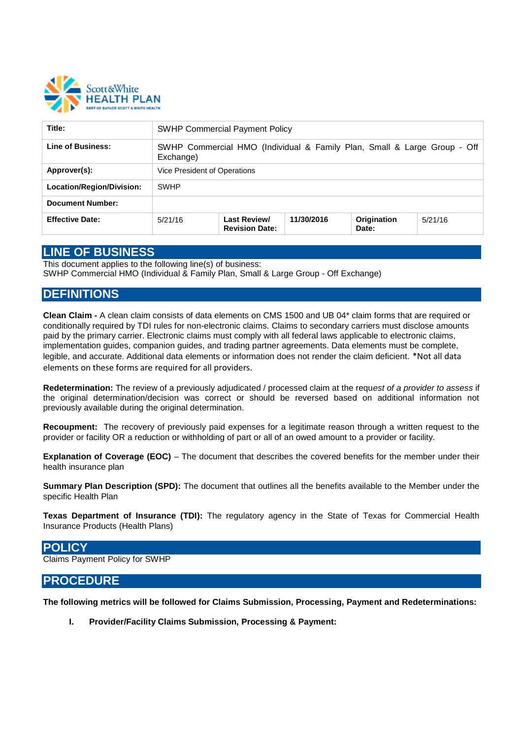| Title: | SWHP Commercial Payment Policy | | | | |
|---|---|---|---|---|---|
| **Line of Business:** | SWHP Commercial HMO (Individual & Family Plan, Small & Large Group - Off Exchange) | | | | |
| **Approver(s):** | Vice President of Operations | | | | |
| **Location/Region/Division:** | SWHP | | | | |
| **Document Number:** | | | | | |
| **Effective Date:** | 5/21/16 | **Last Review/ Revision Date:** | **11/30/2016** | **Origination Date:** | 5/21/16 |

## LINE OF BUSINESS

This document applies to the following line(s) of business:
SWHP Commercial HMO (Individual & Family Plan, Small & Large Group - Off Exchange)

## DEFINITIONS

**Clean Claim -** A clean claim consists of data elements on CMS 1500 and UB 04* claim forms that are required or conditionally required by TDI rules for non-electronic claims. Claims to secondary carriers must disclose amounts paid by the primary carrier. Electronic claims must comply with all federal laws applicable to electronic claims, implementation guides, companion guides, and trading partner agreements. Data elements must be complete, legible, and accurate. Additional data elements or information does not render the claim deficient. *Not all data elements on these forms are required for all providers.

**Redetermination:** The review of a previously adjudicated / processed claim at the requ*est of a provider to assess* if the original determination/decision was correct or should be reversed based on additional information not previously available during the original determination.

**Recoupment:** The recovery of previously paid expenses for a legitimate reason through a written request to the provider or facility OR a reduction or withholding of part or all of an owed amount to a provider or facility.

**Explanation of Coverage (EOC)** – The document that describes the covered benefits for the member under their health insurance plan

**Summary Plan Description (SPD):** The document that outlines all the benefits available to the Member under the specific Health Plan

**Texas Department of Insurance (TDI):** The regulatory agency in the State of Texas for Commercial Health Insurance Products (Health Plans)

## POLICY

Claims Payment Policy for SWHP

## PROCEDURE

**The following metrics will be followed for Claims Submission, Processing, Payment and Redeterminations:**

**I. Provider/Facility Claims Submission, Processing & Payment:**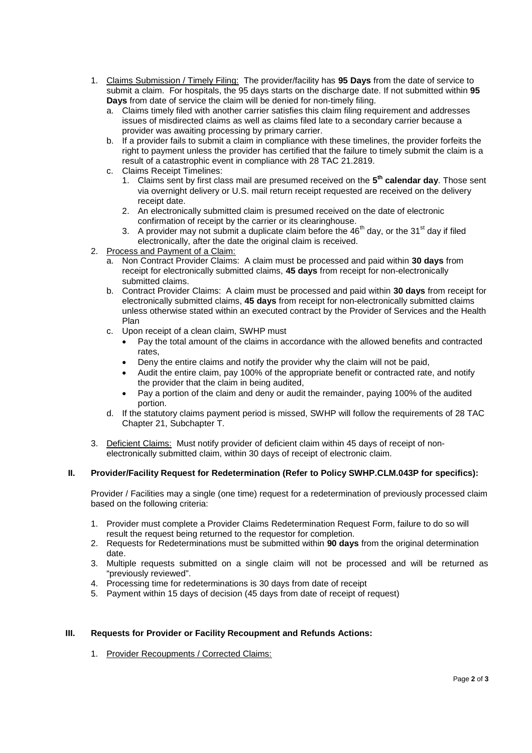1. Claims Submission / Timely Filing: The provider/facility has **95 Days** from the date of service to submit a claim. For hospitals, the 95 days starts on the discharge date. If not submitted within **95 Days** from date of service the claim will be denied for non-timely filing.
   a. Claims timely filed with another carrier satisfies this claim filing requirement and addresses issues of misdirected claims as well as claims filed late to a secondary carrier because a provider was awaiting processing by primary carrier.
   b. If a provider fails to submit a claim in compliance with these timelines, the provider forfeits the right to payment unless the provider has certified that the failure to timely submit the claim is a result of a catastrophic event in compliance with 28 TAC 21.2819.
   c. Claims Receipt Timelines:
      1. Claims sent by first class mail are presumed received on the **5th calendar day**. Those sent via overnight delivery or U.S. mail return receipt requested are received on the delivery receipt date.
      2. An electronically submitted claim is presumed received on the date of electronic confirmation of receipt by the carrier or its clearinghouse.
      3. A provider may not submit a duplicate claim before the 46th day, or the 31st day if filed electronically, after the date the original claim is received.
2. Process and Payment of a Claim:
   a. Non Contract Provider Claims: A claim must be processed and paid within **30 days** from receipt for electronically submitted claims, **45 days** from receipt for non-electronically submitted claims.
   b. Contract Provider Claims: A claim must be processed and paid within **30 days** from receipt for electronically submitted claims, **45 days** from receipt for non-electronically submitted claims unless otherwise stated within an executed contract by the Provider of Services and the Health Plan
   c. Upon receipt of a clean claim, SWHP must
      - Pay the total amount of the claims in accordance with the allowed benefits and contracted rates,
      - Deny the entire claims and notify the provider why the claim will not be paid,
      - Audit the entire claim, pay 100% of the appropriate benefit or contracted rate, and notify the provider that the claim in being audited,
      - Pay a portion of the claim and deny or audit the remainder, paying 100% of the audited portion.
   d. If the statutory claims payment period is missed, SWHP will follow the requirements of 28 TAC Chapter 21, Subchapter T.
3. Deficient Claims: Must notify provider of deficient claim within 45 days of receipt of non-electronically submitted claim, within 30 days of receipt of electronic claim.

## II. Provider/Facility Request for Redetermination (Refer to Policy SWHP.CLM.043P for specifics):

Provider / Facilities may a single (one time) request for a redetermination of previously processed claim based on the following criteria:

1. Provider must complete a Provider Claims Redetermination Request Form, failure to do so will result the request being returned to the requestor for completion.
2. Requests for Redeterminations must be submitted within **90 days** from the original determination date.
3. Multiple requests submitted on a single claim will not be processed and will be returned as "previously reviewed".
4. Processing time for redeterminations is 30 days from date of receipt
5. Payment within 15 days of decision (45 days from date of receipt of request)

## III. Requests for Provider or Facility Recoupment and Refunds Actions:

1. Provider Recoupments / Corrected Claims: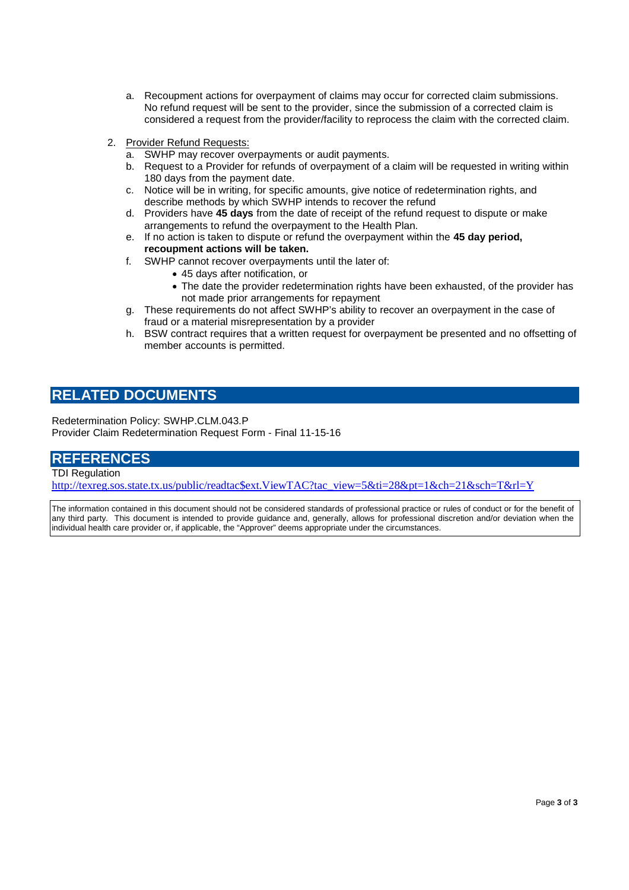a. Recoupment actions for overpayment of claims may occur for corrected claim submissions. No refund request will be sent to the provider, since the submission of a corrected claim is considered a request from the provider/facility to reprocess the claim with the corrected claim.

2. Provider Refund Requests:
   a. SWHP may recover overpayments or audit payments.
   b. Request to a Provider for refunds of overpayment of a claim will be requested in writing within 180 days from the payment date.
   c. Notice will be in writing, for specific amounts, give notice of redetermination rights, and describe methods by which SWHP intends to recover the refund
   d. Providers have **45 days** from the date of receipt of the refund request to dispute or make arrangements to refund the overpayment to the Health Plan.
   e. If no action is taken to dispute or refund the overpayment within the **45 day period, recoupment actions will be taken.**
   f. SWHP cannot recover overpayments until the later of:
      - 45 days after notification, or
      - The date the provider redetermination rights have been exhausted, of the provider has not made prior arrangements for repayment
   g. These requirements do not affect SWHP's ability to recover an overpayment in the case of fraud or a material misrepresentation by a provider
   h. BSW contract requires that a written request for overpayment be presented and no offsetting of member accounts is permitted.

## RELATED DOCUMENTS

Redetermination Policy: SWHP.CLM.043.P
Provider Claim Redetermination Request Form - Final 11-15-16

## REFERENCES

TDI Regulation
http://texreg.sos.state.tx.us/public/readtac$ext.ViewTAC?tac_view=5&ti=28&pt=1&ch=21&sch=T&rl=Y

The information contained in this document should not be considered standards of professional practice or rules of conduct or for the benefit of any third party. This document is intended to provide guidance and, generally, allows for professional discretion and/or deviation when the individual health care provider or, if applicable, the "Approver" deems appropriate under the circumstances.